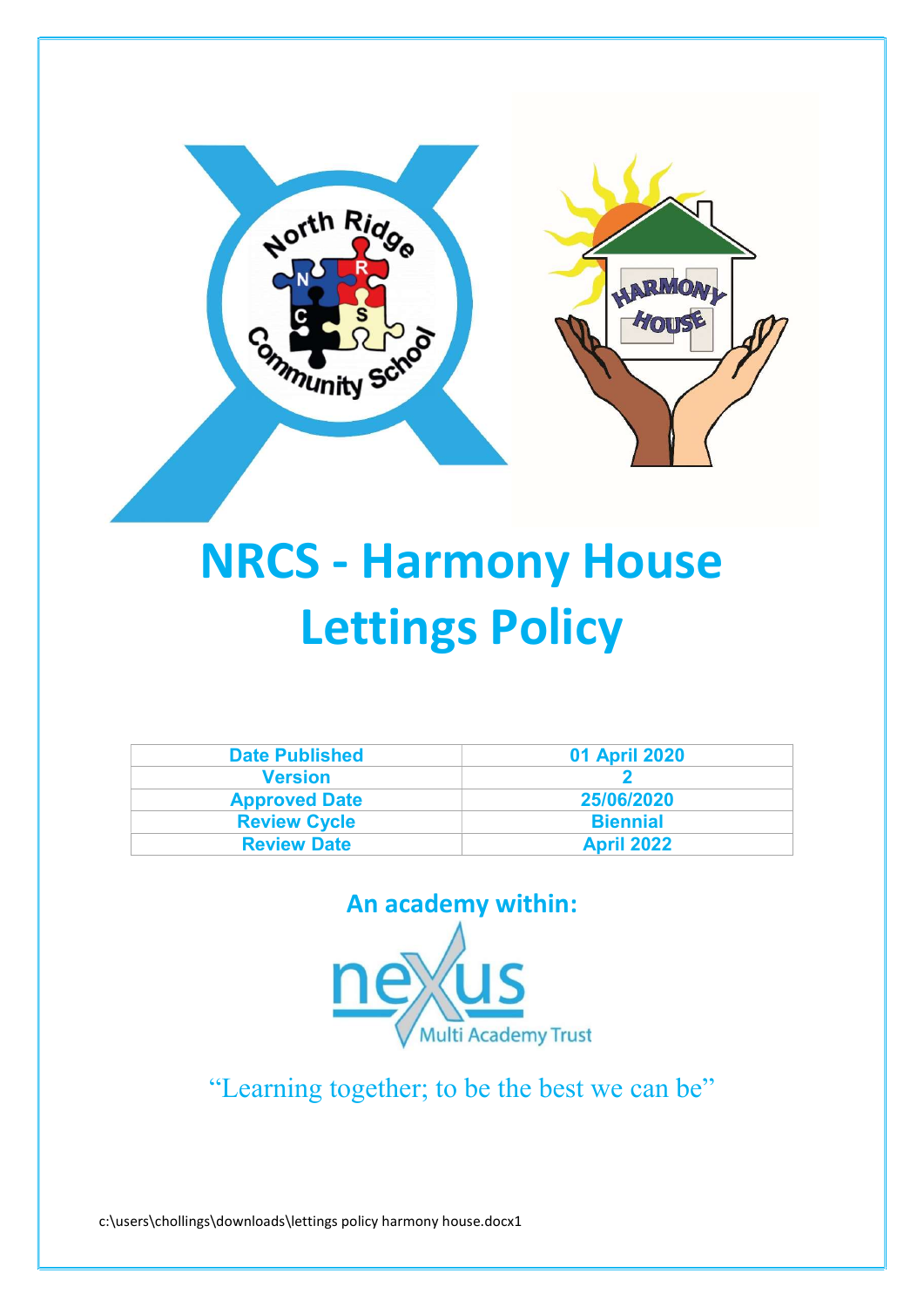# NRCS - Harmony House Lettings Policy

| | |
|---|---|
| **Date Published** | **01 April 2020** |
| **Version** | **2** |
| **Approved Date** | **25/06/2020** |
| **Review Cycle** | **Biennial** |
| **Review Date** | **April 2022** |

**An academy within:**

nexus Multi Academy Trust

"Learning together; to be the best we can be"

c:\users\chollings\downloads\lettings policy harmony house.docx1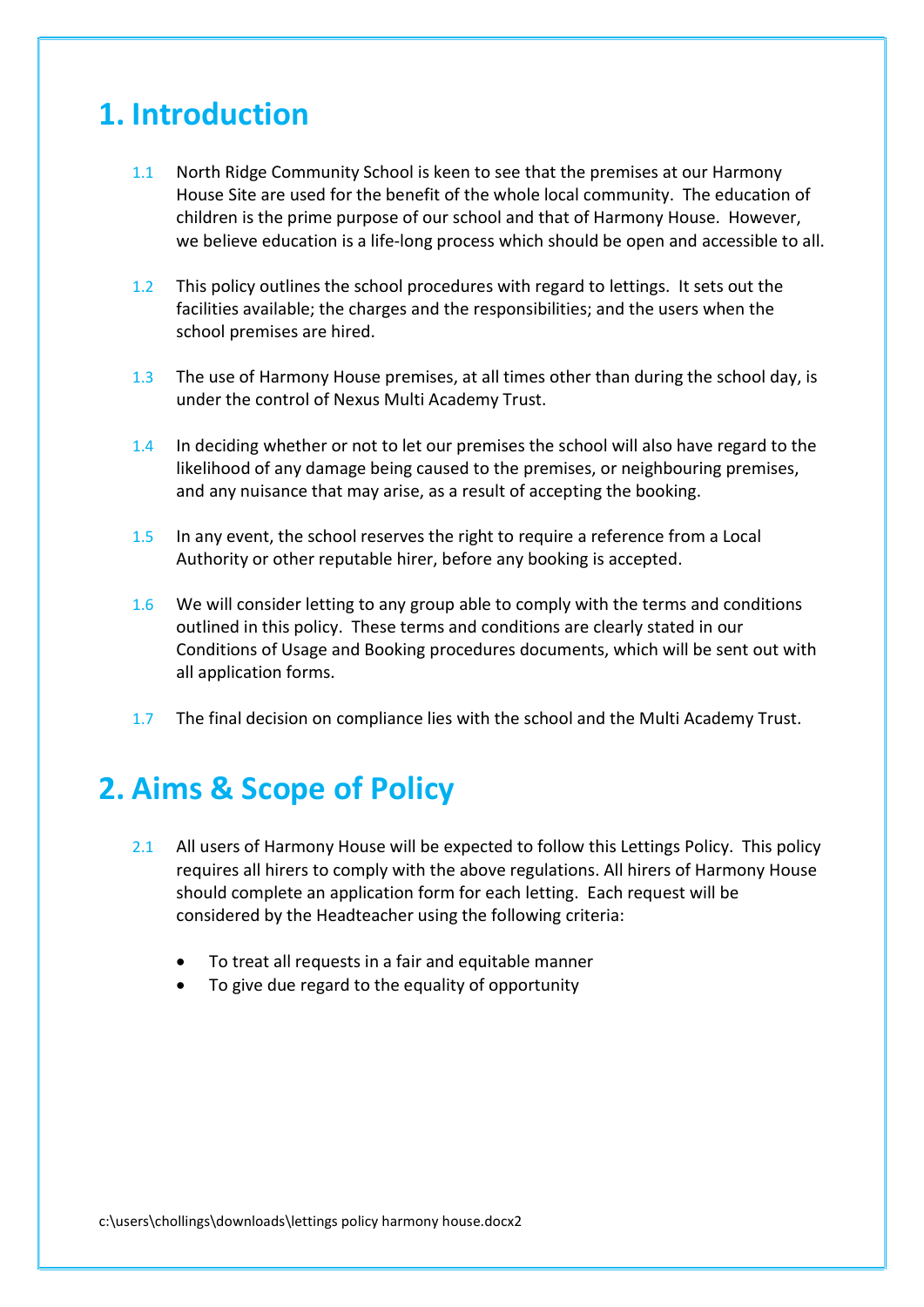# 1. Introduction

1.1 North Ridge Community School is keen to see that the premises at our Harmony House Site are used for the benefit of the whole local community. The education of children is the prime purpose of our school and that of Harmony House. However, we believe education is a life-long process which should be open and accessible to all.

1.2 This policy outlines the school procedures with regard to lettings. It sets out the facilities available; the charges and the responsibilities; and the users when the school premises are hired.

1.3 The use of Harmony House premises, at all times other than during the school day, is under the control of Nexus Multi Academy Trust.

1.4 In deciding whether or not to let our premises the school will also have regard to the likelihood of any damage being caused to the premises, or neighbouring premises, and any nuisance that may arise, as a result of accepting the booking.

1.5 In any event, the school reserves the right to require a reference from a Local Authority or other reputable hirer, before any booking is accepted.

1.6 We will consider letting to any group able to comply with the terms and conditions outlined in this policy. These terms and conditions are clearly stated in our Conditions of Usage and Booking procedures documents, which will be sent out with all application forms.

1.7 The final decision on compliance lies with the school and the Multi Academy Trust.

# 2. Aims & Scope of Policy

2.1 All users of Harmony House will be expected to follow this Lettings Policy. This policy requires all hirers to comply with the above regulations. All hirers of Harmony House should complete an application form for each letting. Each request will be considered by the Headteacher using the following criteria:

- To treat all requests in a fair and equitable manner
- To give due regard to the equality of opportunity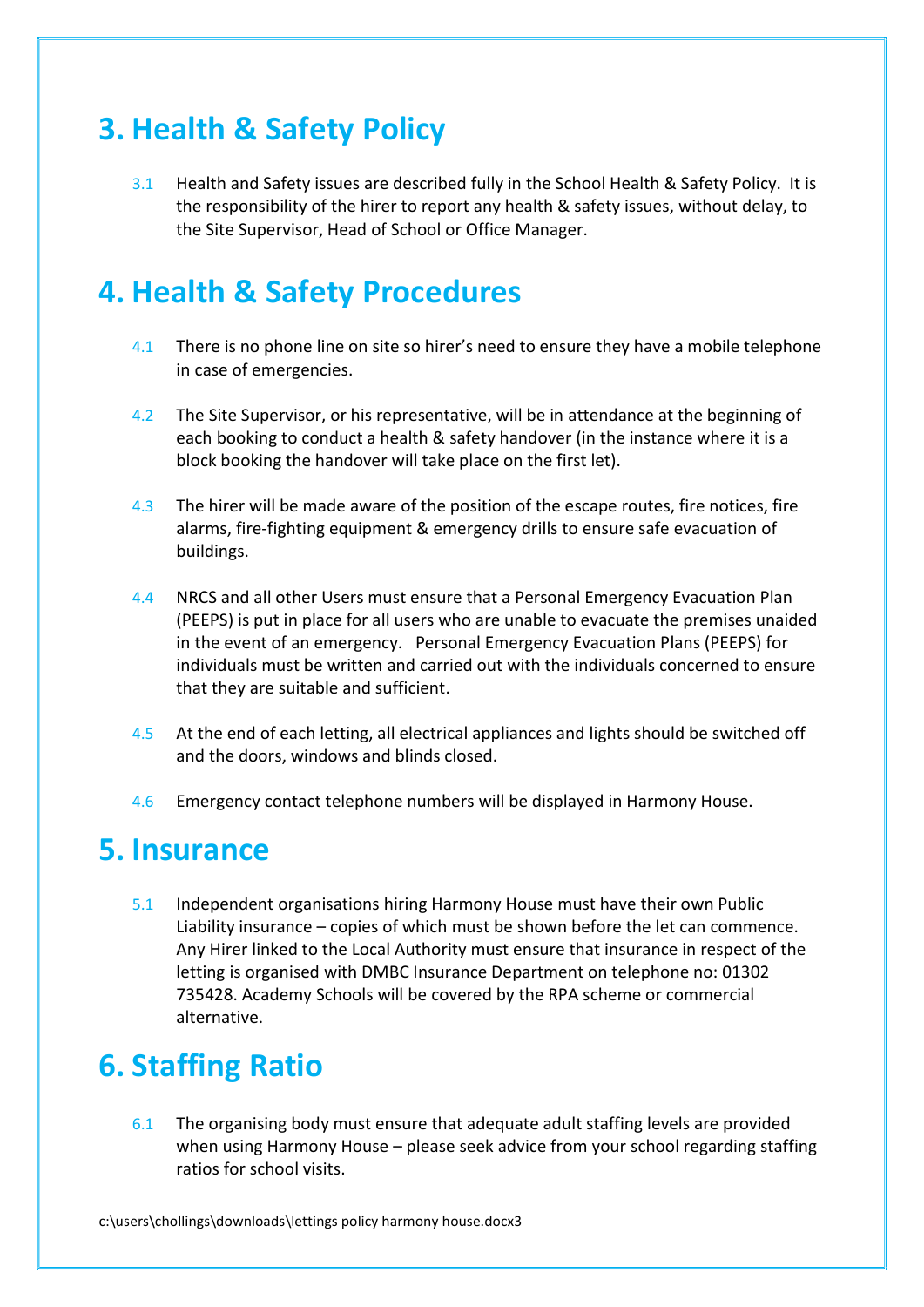# 3. Health & Safety Policy

3.1 Health and Safety issues are described fully in the School Health & Safety Policy. It is the responsibility of the hirer to report any health & safety issues, without delay, to the Site Supervisor, Head of School or Office Manager.

# 4. Health & Safety Procedures

4.1 There is no phone line on site so hirer's need to ensure they have a mobile telephone in case of emergencies.

4.2 The Site Supervisor, or his representative, will be in attendance at the beginning of each booking to conduct a health & safety handover (in the instance where it is a block booking the handover will take place on the first let).

4.3 The hirer will be made aware of the position of the escape routes, fire notices, fire alarms, fire-fighting equipment & emergency drills to ensure safe evacuation of buildings.

4.4 NRCS and all other Users must ensure that a Personal Emergency Evacuation Plan (PEEPS) is put in place for all users who are unable to evacuate the premises unaided in the event of an emergency. Personal Emergency Evacuation Plans (PEEPS) for individuals must be written and carried out with the individuals concerned to ensure that they are suitable and sufficient.

4.5 At the end of each letting, all electrical appliances and lights should be switched off and the doors, windows and blinds closed.

4.6 Emergency contact telephone numbers will be displayed in Harmony House.

# 5. Insurance

5.1 Independent organisations hiring Harmony House must have their own Public Liability insurance – copies of which must be shown before the let can commence. Any Hirer linked to the Local Authority must ensure that insurance in respect of the letting is organised with DMBC Insurance Department on telephone no: 01302 735428. Academy Schools will be covered by the RPA scheme or commercial alternative.

# 6. Staffing Ratio

6.1 The organising body must ensure that adequate adult staffing levels are provided when using Harmony House – please seek advice from your school regarding staffing ratios for school visits.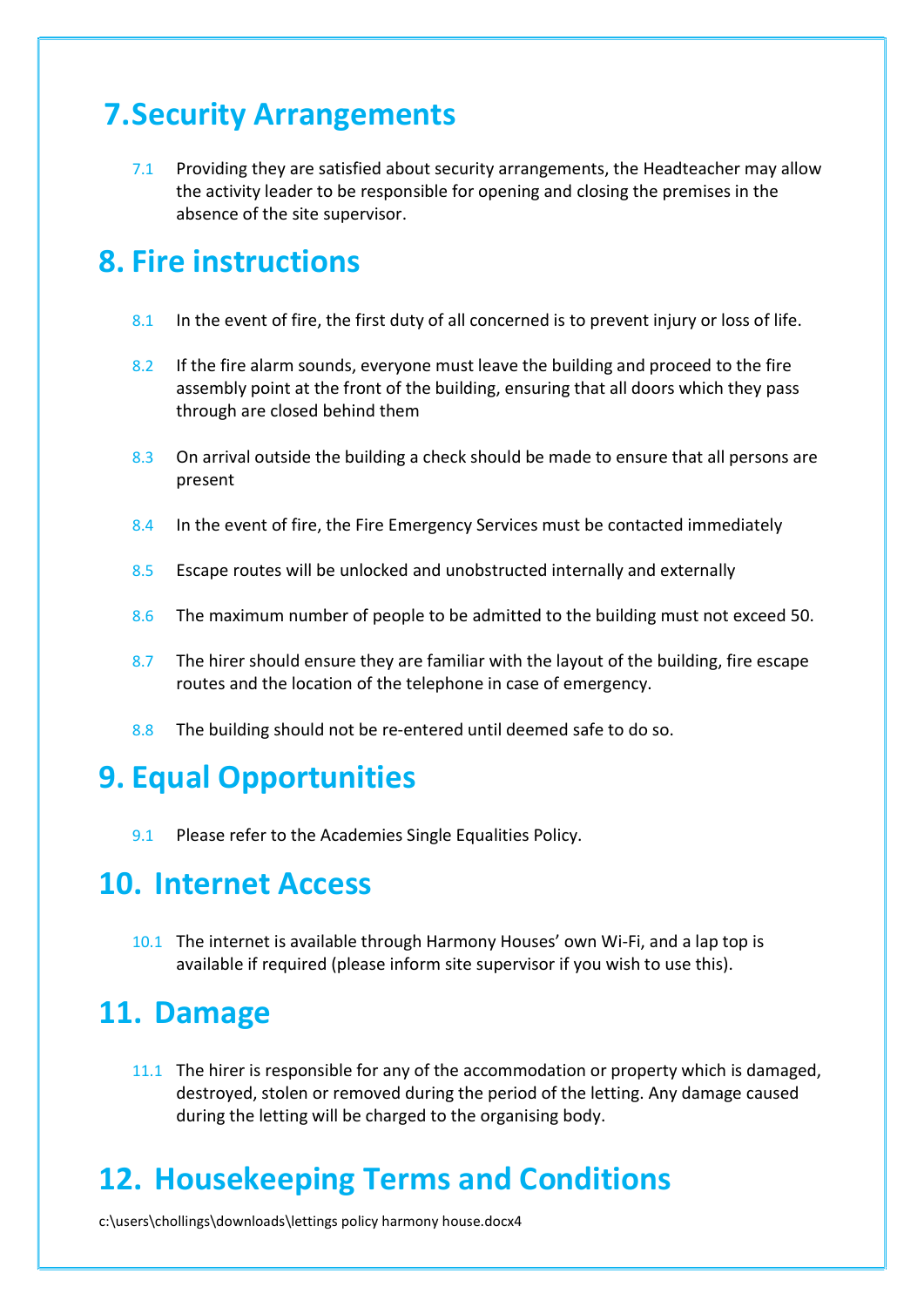# 7.Security Arrangements

7.1 Providing they are satisfied about security arrangements, the Headteacher may allow the activity leader to be responsible for opening and closing the premises in the absence of the site supervisor.

# 8. Fire instructions

8.1 In the event of fire, the first duty of all concerned is to prevent injury or loss of life.

8.2 If the fire alarm sounds, everyone must leave the building and proceed to the fire assembly point at the front of the building, ensuring that all doors which they pass through are closed behind them

8.3 On arrival outside the building a check should be made to ensure that all persons are present

8.4 In the event of fire, the Fire Emergency Services must be contacted immediately

8.5 Escape routes will be unlocked and unobstructed internally and externally

8.6 The maximum number of people to be admitted to the building must not exceed 50.

8.7 The hirer should ensure they are familiar with the layout of the building, fire escape routes and the location of the telephone in case of emergency.

8.8 The building should not be re-entered until deemed safe to do so.

# 9. Equal Opportunities

9.1 Please refer to the Academies Single Equalities Policy.

# 10. Internet Access

10.1 The internet is available through Harmony Houses' own Wi-Fi, and a lap top is available if required (please inform site supervisor if you wish to use this).

# 11. Damage

11.1 The hirer is responsible for any of the accommodation or property which is damaged, destroyed, stolen or removed during the period of the letting. Any damage caused during the letting will be charged to the organising body.

# 12. Housekeeping Terms and Conditions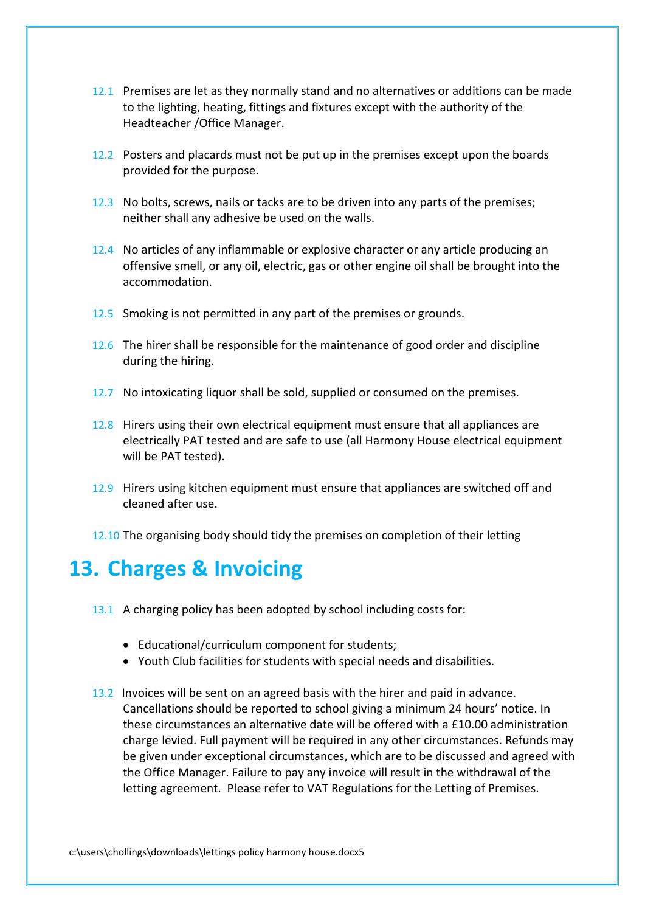12.1 Premises are let as they normally stand and no alternatives or additions can be made to the lighting, heating, fittings and fixtures except with the authority of the Headteacher /Office Manager.

12.2 Posters and placards must not be put up in the premises except upon the boards provided for the purpose.

12.3 No bolts, screws, nails or tacks are to be driven into any parts of the premises; neither shall any adhesive be used on the walls.

12.4 No articles of any inflammable or explosive character or any article producing an offensive smell, or any oil, electric, gas or other engine oil shall be brought into the accommodation.

12.5 Smoking is not permitted in any part of the premises or grounds.

12.6 The hirer shall be responsible for the maintenance of good order and discipline during the hiring.

12.7 No intoxicating liquor shall be sold, supplied or consumed on the premises.

12.8 Hirers using their own electrical equipment must ensure that all appliances are electrically PAT tested and are safe to use (all Harmony House electrical equipment will be PAT tested).

12.9 Hirers using kitchen equipment must ensure that appliances are switched off and cleaned after use.

12.10 The organising body should tidy the premises on completion of their letting

# 13. Charges & Invoicing

13.1 A charging policy has been adopted by school including costs for:

- Educational/curriculum component for students;
- Youth Club facilities for students with special needs and disabilities.

13.2 Invoices will be sent on an agreed basis with the hirer and paid in advance. Cancellations should be reported to school giving a minimum 24 hours' notice. In these circumstances an alternative date will be offered with a £10.00 administration charge levied. Full payment will be required in any other circumstances. Refunds may be given under exceptional circumstances, which are to be discussed and agreed with the Office Manager. Failure to pay any invoice will result in the withdrawal of the letting agreement. Please refer to VAT Regulations for the Letting of Premises.